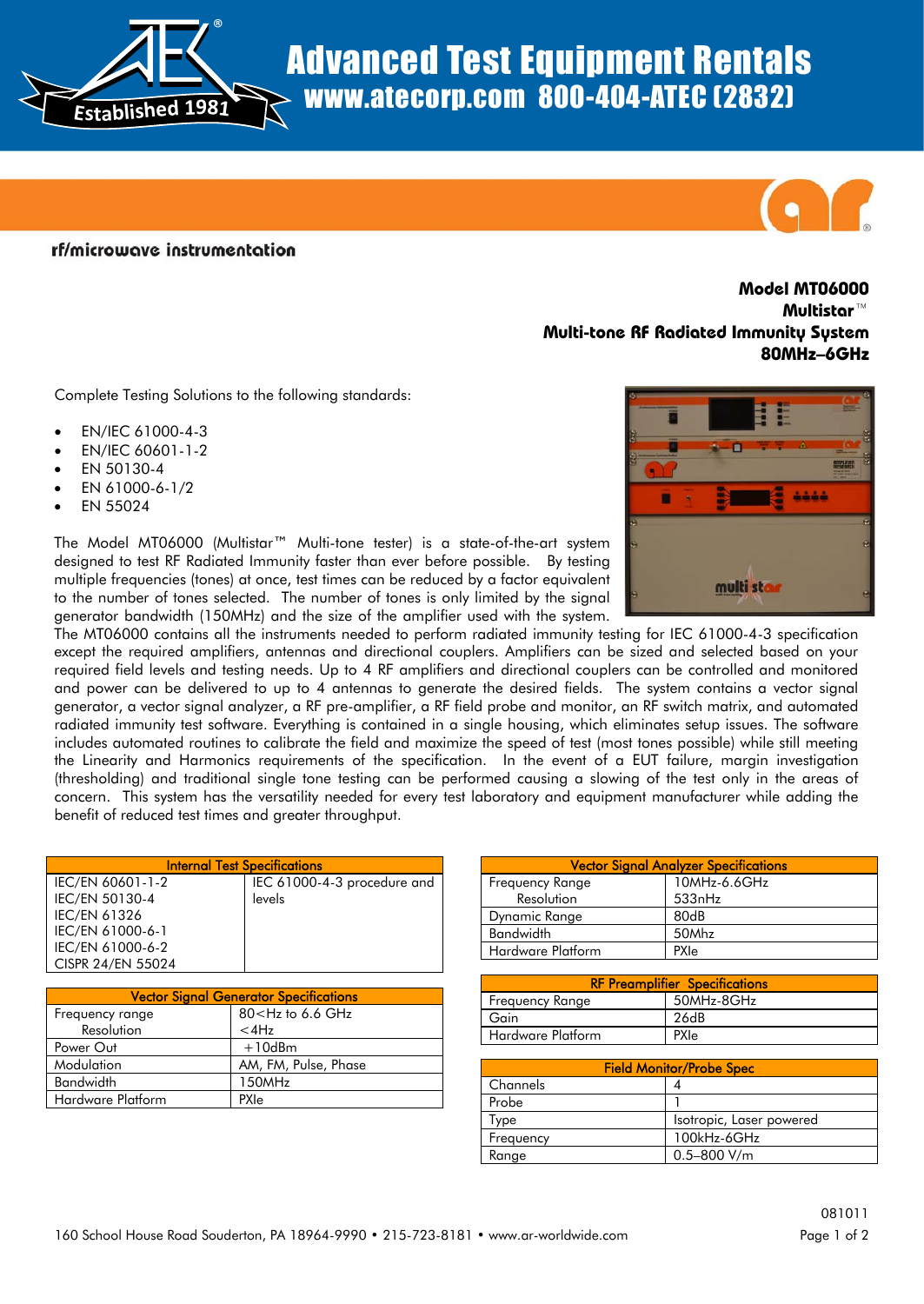# Advanced Test Equipment Rentals
www.atecorp.com 800-404-ATEC (2832)

rf/microwave instrumentation

**Model MT06000**
**Multistar™**
**Multi-tone RF Radiated Immunity System**
**80MHz–6GHz**

Complete Testing Solutions to the following standards:

- EN/IEC 61000-4-3
- EN/IEC 60601-1-2
- EN 50130-4
- EN 61000-6-1/2
- EN 55024

The Model MT06000 (Multistar™ Multi-tone tester) is a state-of-the-art system designed to test RF Radiated Immunity faster than ever before possible. By testing multiple frequencies (tones) at once, test times can be reduced by a factor equivalent to the number of tones selected. The number of tones is only limited by the signal generator bandwidth (150MHz) and the size of the amplifier used with the system. The MT06000 contains all the instruments needed to perform radiated immunity testing for IEC 61000-4-3 specification except the required amplifiers, antennas and directional couplers. Amplifiers can be sized and selected based on your required field levels and testing needs. Up to 4 RF amplifiers and directional couplers can be controlled and monitored and power can be delivered to up to 4 antennas to generate the desired fields. The system contains a vector signal generator, a vector signal analyzer, a RF pre-amplifier, a RF field probe and monitor, an RF switch matrix, and automated radiated immunity test software. Everything is contained in a single housing, which eliminates setup issues. The software includes automated routines to calibrate the field and maximize the speed of test (most tones possible) while still meeting the Linearity and Harmonics requirements of the specification. In the event of a EUT failure, margin investigation (thresholding) and traditional single tone testing can be performed causing a slowing of the test only in the areas of concern. This system has the versatility needed for every test laboratory and equipment manufacturer while adding the benefit of reduced test times and greater throughput.

| Internal Test Specifications | |
|---|---|
| IEC/EN 60601-1-2<br>IEC/EN 50130-4<br>IEC/EN 61326<br>IEC/EN 61000-6-1<br>IEC/EN 61000-6-2<br>CISPR 24/EN 55024 | IEC 61000-4-3 procedure and levels |

| Vector Signal Generator Specifications | |
|---|---|
| Frequency range<br>Resolution | 80<Hz to 6.6 GHz<br><4Hz |
| Power Out | +10dBm |
| Modulation | AM, FM, Pulse, Phase |
| Bandwidth | 150MHz |
| Hardware Platform | PXIe |

| Vector Signal Analyzer Specifications | |
|---|---|
| Frequency Range<br>Resolution | 10MHz-6.6GHz<br>533nHz |
| Dynamic Range | 80dB |
| Bandwidth | 50Mhz |
| Hardware Platform | PXIe |

| RF Preamplifier Specifications | |
|---|---|
| Frequency Range | 50MHz-8GHz |
| Gain | 26dB |
| Hardware Platform | PXIe |

| Field Monitor/Probe Spec | |
|---|---|
| Channels | 4 |
| Probe | 1 |
| Type | Isotropic, Laser powered |
| Frequency | 100kHz-6GHz |
| Range | 0.5–800 V/m |

081011

160 School House Road Souderton, PA 18964-9990 • 215-723-8181 • www.ar-worldwide.com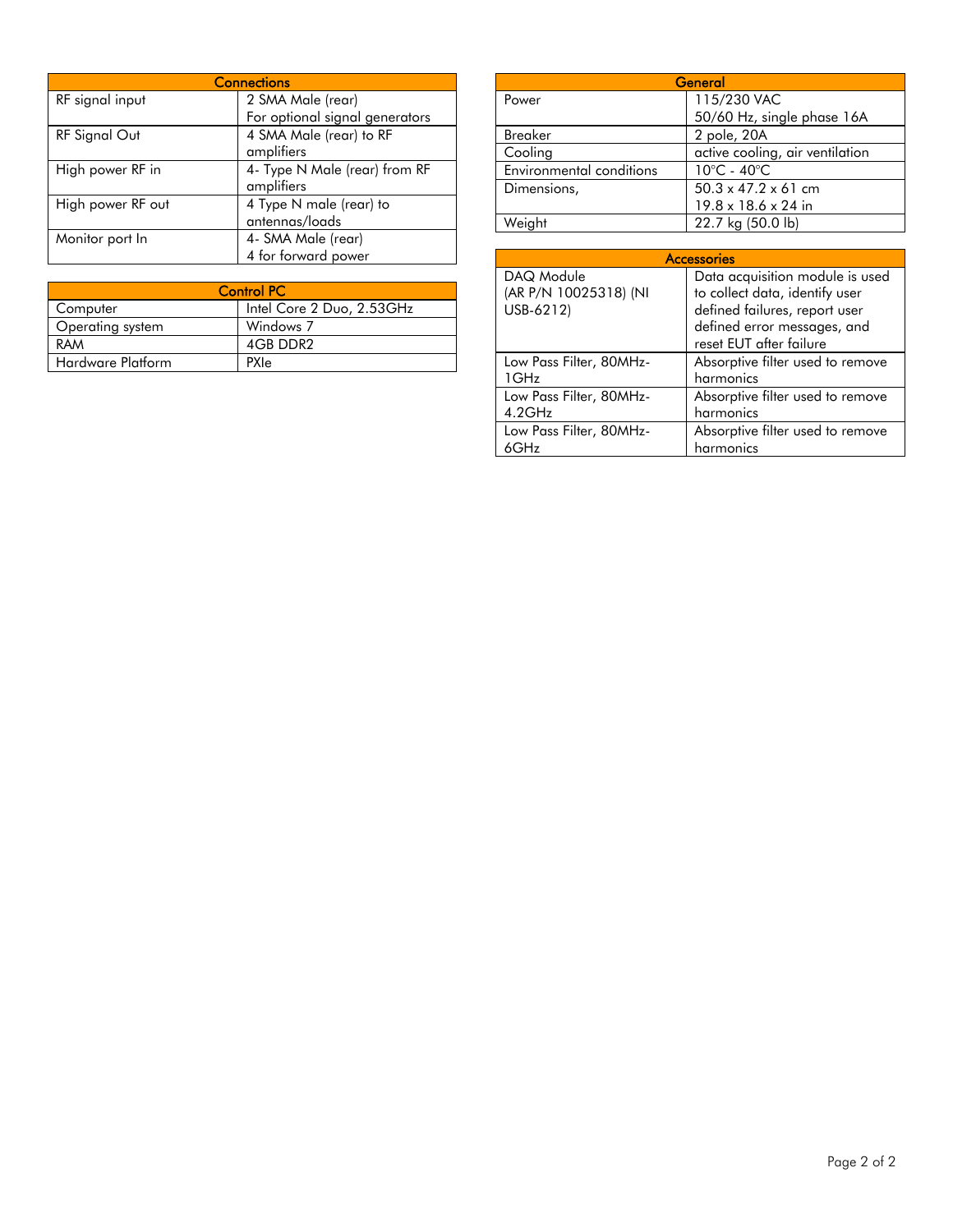| Connections | |
|---|---|
| RF signal input | 2 SMA Male (rear) For optional signal generators |
| RF Signal Out | 4 SMA Male (rear) to RF amplifiers |
| High power RF in | 4- Type N Male (rear) from RF amplifiers |
| High power RF out | 4 Type N male (rear) to antennas/loads |
| Monitor port In | 4- SMA Male (rear) 4 for forward power |

| Control PC | |
|---|---|
| Computer | Intel Core 2 Duo, 2.53GHz |
| Operating system | Windows 7 |
| RAM | 4GB DDR2 |
| Hardware Platform | PXIe |

| General | |
|---|---|
| Power | 115/230 VAC 50/60 Hz, single phase 16A |
| Breaker | 2 pole, 20A |
| Cooling | active cooling, air ventilation |
| Environmental conditions | 10°C - 40°C |
| Dimensions, | 50.3 x 47.2 x 61 cm 19.8 x 18.6 x 24 in |
| Weight | 22.7 kg (50.0 lb) |

| Accessories | |
|---|---|
| DAQ Module (AR P/N 10025318) (NI USB-6212) | Data acquisition module is used to collect data, identify user defined failures, report user defined error messages, and reset EUT after failure |
| Low Pass Filter, 80MHz-1GHz | Absorptive filter used to remove harmonics |
| Low Pass Filter, 80MHz-4.2GHz | Absorptive filter used to remove harmonics |
| Low Pass Filter, 80MHz-6GHz | Absorptive filter used to remove harmonics |